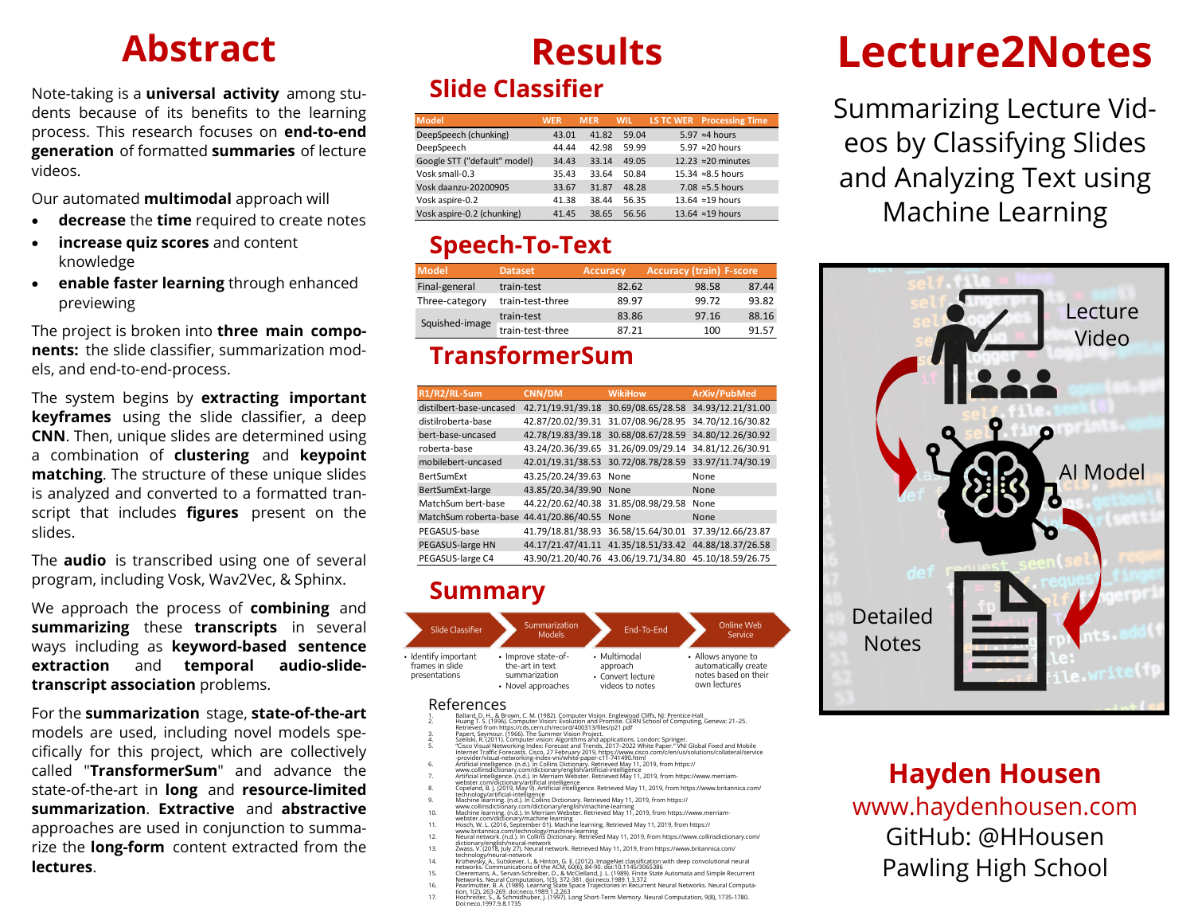# Abstract

Note-taking is a **universal activity** among students because of its benefits to the learning process. This research focuses on **end-to-end generation** of formatted **summaries** of lecture videos.

Our automated **multimodal** approach will

- **decrease** the **time** required to create notes
- **increase quiz scores** and content knowledge
- **enable faster learning** through enhanced previewing

The project is broken into **three main components:** the slide classifier, summarization models, and end-to-end-process.

The system begins by **extracting important keyframes** using the slide classifier, a deep **CNN**. Then, unique slides are determined using a combination of **clustering** and **keypoint matching**. The structure of these unique slides is analyzed and converted to a formatted transcript that includes **figures** present on the slides.

The **audio** is transcribed using one of several program, including Vosk, Wav2Vec, & Sphinx.

We approach the process of **combining** and **summarizing** these **transcripts** in several ways including as **keyword-based sentence extraction** and **temporal audio-slide-transcript association** problems.

For the **summarization** stage, **state-of-the-art** models are used, including novel models specifically for this project, which are collectively called "**TransformerSum**" and advance the state-of-the-art in **long** and **resource-limited summarization**. **Extractive** and **abstractive** approaches are used in conjunction to summarize the **long-form** content extracted from the **lectures**.

# Results

## Slide Classifier

| Model | WER | MER | WIL | LS TC WER | Processing Time |
|---|---|---|---|---|---|
| DeepSpeech (chunking) | 43.01 | 41.82 | 59.04 | 5.97 | ≈4 hours |
| DeepSpeech | 44.44 | 42.98 | 59.99 | 5.97 | ≈20 hours |
| Google STT ("default" model) | 34.43 | 33.14 | 49.05 | 12.23 | ≈20 minutes |
| Vosk small-0.3 | 35.43 | 33.64 | 50.84 | 15.34 | ≈8.5 hours |
| Vosk daanzu-20200905 | 33.67 | 31.87 | 48.28 | 7.08 | ≈5.5 hours |
| Vosk aspire-0.2 | 41.38 | 38.44 | 56.35 | 13.64 | ≈19 hours |
| Vosk aspire-0.2 (chunking) | 41.45 | 38.65 | 56.56 | 13.64 | ≈19 hours |

## Speech-To-Text

| Model | Dataset | Accuracy | Accuracy (train) | F-score |
|---|---|---|---|---|
| Final-general | train-test | 82.62 | 98.58 | 87.44 |
| Three-category | train-test-three | 89.97 | 99.72 | 93.82 |
| Squished-image | train-test | 83.86 | 97.16 | 88.16 |
| | train-test-three | 87.21 | 100 | 91.57 |

## TransformerSum

| R1/R2/RL-Sum | CNN/DM | WikiHow | ArXiv/PubMed |
|---|---|---|---|
| distilbert-base-uncased | 42.71/19.91/39.18 | 30.69/08.65/28.58 | 34.93/12.21/31.00 |
| distilroberta-base | 42.87/20.02/39.31 | 31.07/08.96/28.95 | 34.70/12.16/30.82 |
| bert-base-uncased | 42.78/19.83/39.18 | 30.68/08.67/28.59 | 34.80/12.26/30.92 |
| roberta-base | 43.24/20.36/39.65 | 31.26/09.09/29.14 | 34.81/12.26/30.91 |
| mobilebert-uncased | 42.01/19.31/38.53 | 30.72/08.78/28.59 | 33.97/11.74/30.19 |
| BertSumExt | 43.25/20.24/39.63 | None | None |
| BertSumExt-large | 43.85/20.34/39.90 | None | None |
| MatchSum bert-base | 44.22/20.62/40.38 | 31.85/08.98/29.58 | None |
| MatchSum roberta-base | 44.41/20.86/40.55 | None | None |
| PEGASUS-base | 41.79/18.81/38.93 | 36.58/15.64/30.01 | 37.39/12.66/23.87 |
| PEGASUS-large HN | 44.17/21.47/41.11 | 41.35/18.51/33.42 | 44.88/18.37/26.58 |
| PEGASUS-large C4 | 43.90/21.20/40.76 | 43.06/19.71/34.80 | 45.10/18.59/26.75 |

## Summary

Slide Classifier
- Identify important frames in slide presentations

Summarization Models
- Improve state-of-the-art in text summarization
- Novel approaches

End-To-End
- Multimodal approach
- Convert lecture videos to notes

Online Web Service
- Allows anyone to automatically create notes based on their own lectures

### References

1. Ballard, D. H., & Brown, C. M. (1982). Computer Vision. Englewood Cliffs, NJ: Prentice-Hall.
2. Huang T. S. (1996). Computer Vision: Evolution and Promise. CERN School of Computing, Geneva: 21–25. Retrieved from https://cds.cern.ch/record/400313/files/p21.pdf
3. Papert, Seymour. (1966). The Summer Vision Project.
4. Szeliski, R. (2011). Computer vision: Algorithms and applications. London: Springer.
5. "Cisco Visual Networking Index: Forecast and Trends, 2017–2022 White Paper." VNI Global Fixed and Mobile Internet Traffic Forecasts. Cisco, 27 February 2019, https://www.cisco.com/c/en/us/solutions/collateral/service-provider/visual-networking-index-vni/white-paper-c11-741490.html
6. Artificial intelligence. (n.d.). In Collins Dictionary. Retrieved May 11, 2019, from https://www.collinsdictionary.com/dictionary/english/artificial-intelligence
7. Artificial intelligence. (n.d.). In Merriam Webster. Retrieved May 11, 2019, from https://www.merriam-webster.com/dictionary/artificial intelligence
8. Copeland, B. J. (2019, May 9). Artificial intelligence. Retrieved May 11, 2019, from https://www.britannica.com/technology/artificial-intelligence
9. Machine learning. (n.d.). In Collins Dictionary. Retrieved May 11, 2019, from https://www.collinsdictionary.com/dictionary/english/machine-learning
10. Machine learning. (n.d.). In Merriam Webster. Retrieved May 11, 2019, from https://www.merriam-webster.com/dictionary/machine learning
11. Hosch, W. L. (2016, September 01). Machine learning. Retrieved May 11, 2019, from https://www.britannica.com/technology/machine-learning
12. Neural network. (n.d.). In Collins Dictionary. Retrieved May 11, 2019, from https://www.collinsdictionary.com/dictionary/english/neural-network
13. Zwass, V. (2018, July 27). Neural network. Retrieved May 11, 2019, from https://www.britannica.com/technology/neural-network
14. Krizhevsky, A., Sutskever, I., & Hinton, G. E. (2012). ImageNet classification with deep convolutional neural networks. Communications of the ACM, 60(6), 84-90. doi:10.1145/3065386
15. Cleeremans, A., Servan-Schreiber, D., & McClelland, J. L. (1989). Finite State Automata and Simple Recurrent Networks. Neural Computation, 1(3), 372-381. doi:neco.1989.1.3.372
16. Pearlmutter, B. A. (1989). Learning State Space Trajectories in Recurrent Neural Networks. Neural Computation, 1(2), 263-269. doi:neco.1989.1.2.263
17. Hochreiter, S., & Schmidhuber, J. (1997). Long Short-Term Memory. Neural Computation, 9(8), 1735-1780. Doi:neco.1997.9.8.1735

# Lecture2Notes

Summarizing Lecture Videos by Classifying Slides and Analyzing Text using Machine Learning

Lecture Video

AI Model

Detailed Notes

**Hayden Housen**

www.haydenhousen.com

GitHub: @HHousen

Pawling High School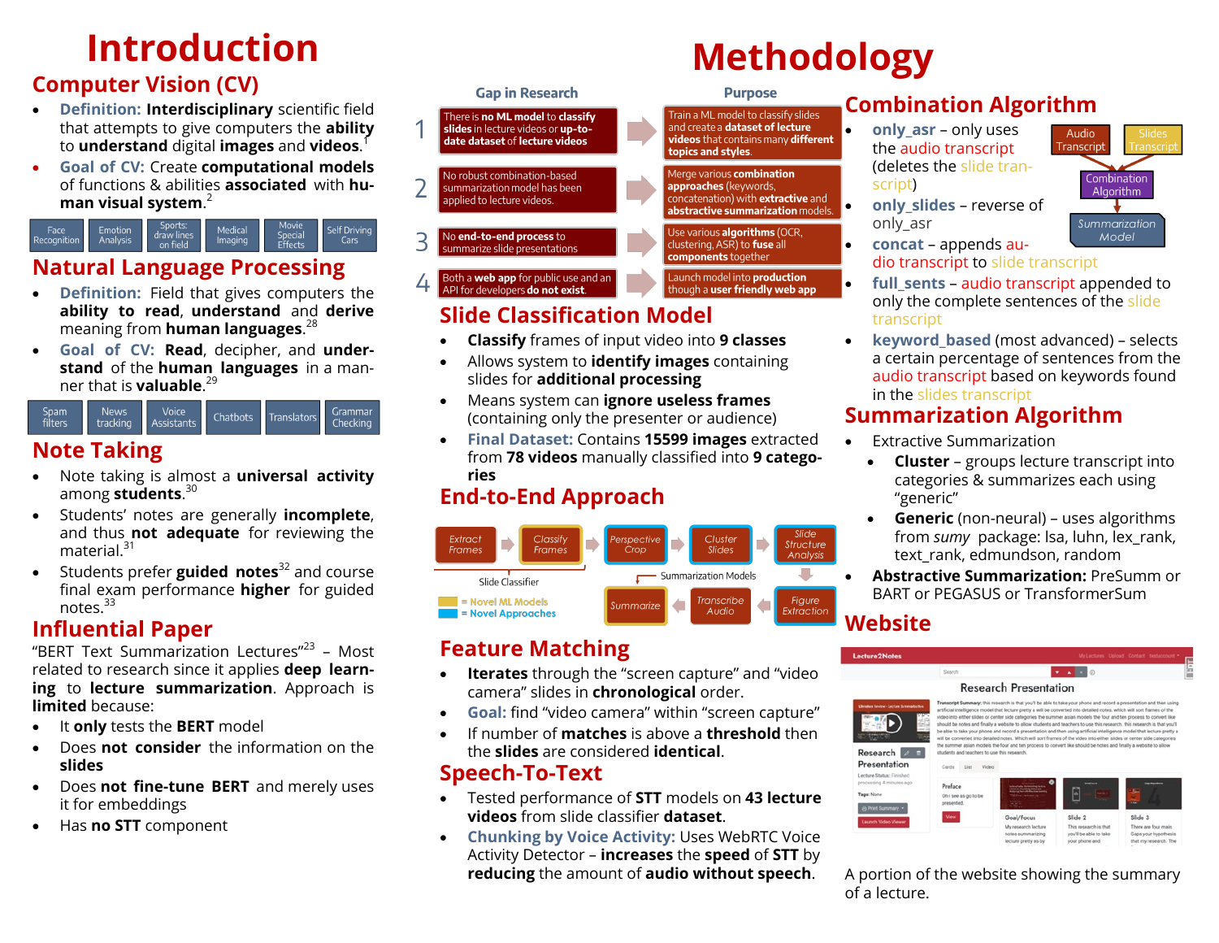# Introduction

## Computer Vision (CV)

- **Definition:** **Interdisciplinary** scientific field that attempts to give computers the **ability** to **understand** digital **images** and **videos**.[1]
- **Goal of CV:** Create **computational models** of functions & abilities **associated** with **human visual system**.[2]

Face Recognition | Emotion Analysis | Sports: draw lines on field | Medical Imaging | Movie Special Effects | Self Driving Cars

## Natural Language Processing

- **Definition:** Field that gives computers the **ability to read**, **understand** and **derive** meaning from **human languages**.[28]
- **Goal of CV:** **Read**, decipher, and **understand** of the **human languages** in a manner that is **valuable**.[29]

Spam filters | News tracking | Voice Assistants | Chatbots | Translators | Grammar Checking

## Note Taking

- Note taking is almost a **universal activity** among **students**.[30]
- Students' notes are generally **incomplete**, and thus **not adequate** for reviewing the material.[31]
- Students prefer **guided notes**[32] and course final exam performance **higher** for guided notes.[33]

## Influential Paper

"BERT Text Summarization Lectures"[23] – Most related to research since it applies **deep learning** to **lecture summarization**. Approach is **limited** because:

- It **only** tests the **BERT** model
- Does **not consider** the information on the **slides**
- Does **not fine-tune BERT** and merely uses it for embeddings
- Has **no STT** component

# Methodology

| | Gap in Research | Purpose |
|---|---|---|
| 1 | There is **no ML model** to **classify slides** in lecture videos or **up-to-date dataset** of **lecture videos** | Train a ML model to classify slides and create a **dataset of lecture videos** that contains many **different topics and styles**. |
| 2 | No robust combination-based summarization model has been applied to lecture videos. | Merge various **combination approaches** (keywords, concatenation) with **extractive** and **abstractive summarization** models. |
| 3 | No **end-to-end process** to summarize slide presentations | Use various **algorithms** (OCR, clustering, ASR) to **fuse** all **components** together |
| 4 | Both a **web app** for public use and an API for developers **do not exist**. | Launch model into **production** though a **user friendly web app** |

## Slide Classification Model

- **Classify** frames of input video into **9 classes**
- Allows system to **identify images** containing slides for **additional processing**
- Means system can **ignore useless frames** (containing only the presenter or audience)
- **Final Dataset:** Contains **15599 images** extracted from **78 videos** manually classified into **9 categories**

## End-to-End Approach

Extract Frames → Classify Frames → Perspective Crop → Cluster Slides → Slide Structure Analysis → Figure Extraction → Transcribe Audio → Summarize

Slide Classifier

Summarization Models

= Novel ML Models

= Novel Approaches

## Feature Matching

- **Iterates** through the "screen capture" and "video camera" slides in **chronological** order.
- **Goal:** find "video camera" within "screen capture"
- If number of **matches** is above a **threshold** then the **slides** are considered **identical**.

## Speech-To-Text

- Tested performance of **STT** models on **43 lecture videos** from slide classifier **dataset**.
- **Chunking by Voice Activity:** Uses WebRTC Voice Activity Detector – **increases** the **speed** of **STT** by **reducing** the amount of **audio without speech**.

## Combination Algorithm

Audio Transcript, Slides Transcript → Combination Algorithm → Summarization Model

- **only_asr** – only uses the audio transcript (deletes the slide transcript)
- **only_slides** – reverse of only_asr
- **concat** – appends audio transcript to slide transcript
- **full_sents** – audio transcript appended to only the complete sentences of the slide transcript
- **keyword_based** (most advanced) – selects a certain percentage of sentences from the audio transcript based on keywords found in the slides transcript

## Summarization Algorithm

- Extractive Summarization
  - **Cluster** – groups lecture transcript into categories & summarizes each using "generic"
  - **Generic** (non-neural) – uses algorithms from *sumy* package: lsa, luhn, lex_rank, text_rank, edmundson, random
- **Abstractive Summarization:** PreSumm or BART or PEGASUS or TransformerSum

## Website

A portion of the website showing the summary of a lecture.